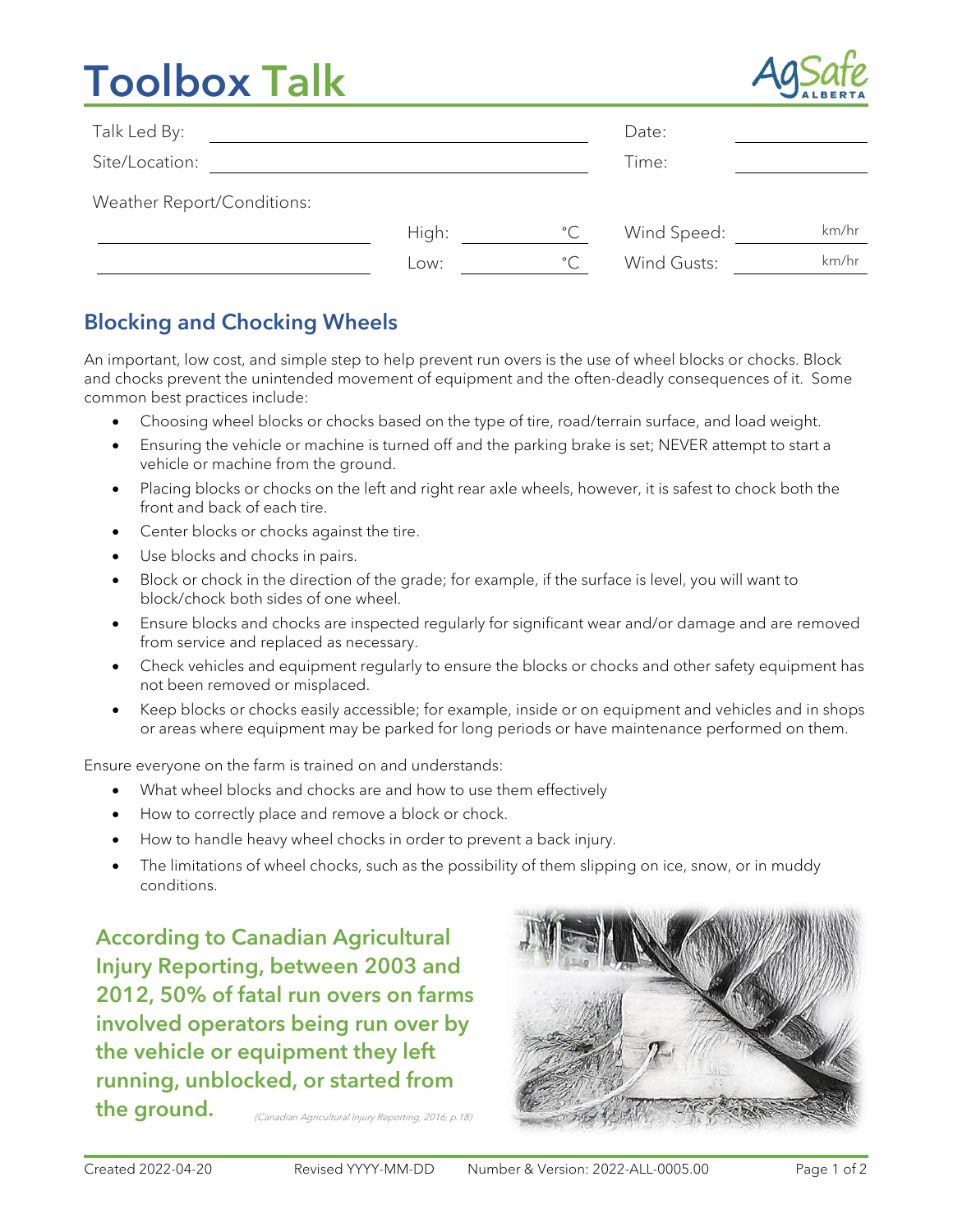# Toolbox Talk

AgSafe ALBERTA

| Talk Led By: | | Date: | |
|---|---|---|---|
| Site/Location: | | Time: | |

Weather Report/Conditions:

| | High: | °C | Wind Speed: | km/hr |
|---|---|---|---|---|
| | Low: | °C | Wind Gusts: | km/hr |

## Blocking and Chocking Wheels

An important, low cost, and simple step to help prevent run overs is the use of wheel blocks or chocks. Block and chocks prevent the unintended movement of equipment and the often-deadly consequences of it. Some common best practices include:

- Choosing wheel blocks or chocks based on the type of tire, road/terrain surface, and load weight.
- Ensuring the vehicle or machine is turned off and the parking brake is set; NEVER attempt to start a vehicle or machine from the ground.
- Placing blocks or chocks on the left and right rear axle wheels, however, it is safest to chock both the front and back of each tire.
- Center blocks or chocks against the tire.
- Use blocks and chocks in pairs.
- Block or chock in the direction of the grade; for example, if the surface is level, you will want to block/chock both sides of one wheel.
- Ensure blocks and chocks are inspected regularly for significant wear and/or damage and are removed from service and replaced as necessary.
- Check vehicles and equipment regularly to ensure the blocks or chocks and other safety equipment has not been removed or misplaced.
- Keep blocks or chocks easily accessible; for example, inside or on equipment and vehicles and in shops or areas where equipment may be parked for long periods or have maintenance performed on them.

Ensure everyone on the farm is trained on and understands:

- What wheel blocks and chocks are and how to use them effectively
- How to correctly place and remove a block or chock.
- How to handle heavy wheel chocks in order to prevent a back injury.
- The limitations of wheel chocks, such as the possibility of them slipping on ice, snow, or in muddy conditions.

**According to Canadian Agricultural Injury Reporting, between 2003 and 2012, 50% of fatal run overs on farms involved operators being run over by the vehicle or equipment they left running, unblocked, or started from the ground.** *(Canadian Agricultural Injury Reporting, 2016, p.18)*

Created 2022-04-20 Revised YYYY-MM-DD Number & Version: 2022-ALL-0005.00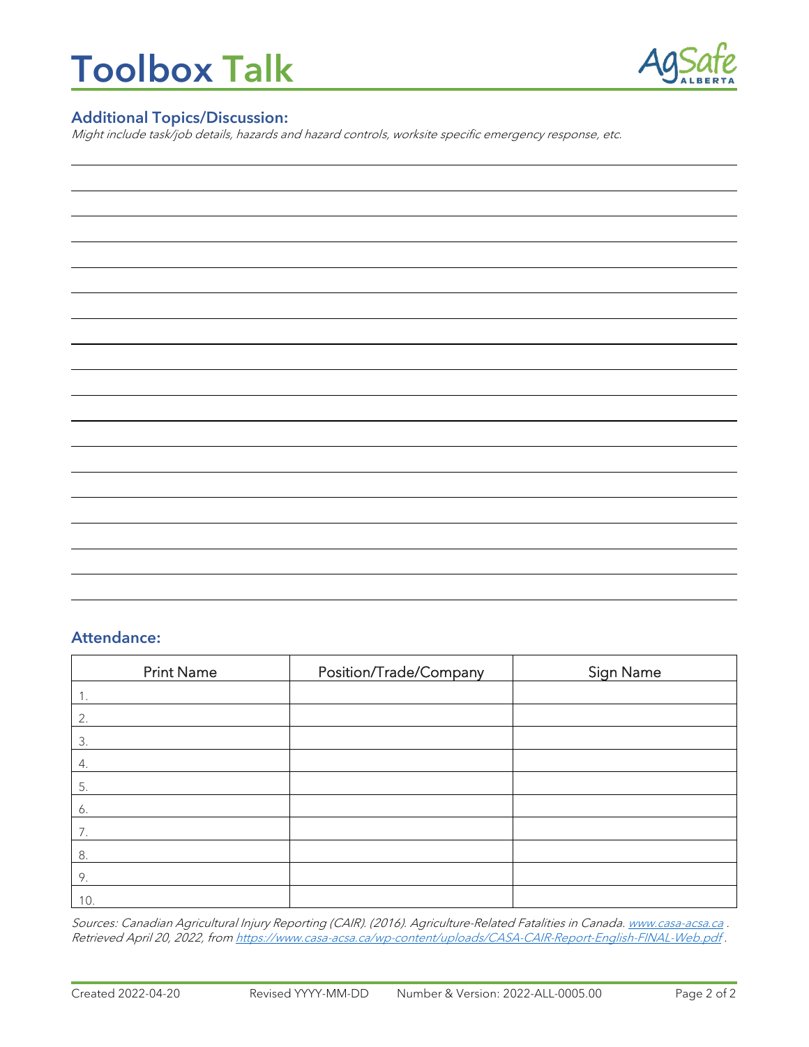# Toolbox Talk

## Additional Topics/Discussion:

*Might include task/job details, hazards and hazard controls, worksite specific emergency response, etc.*

## Attendance:

| Print Name | Position/Trade/Company | Sign Name |
|---|---|---|
| 1. | | |
| 2. | | |
| 3. | | |
| 4. | | |
| 5. | | |
| 6. | | |
| 7. | | |
| 8. | | |
| 9. | | |
| 10. | | |

*Sources: Canadian Agricultural Injury Reporting (CAIR). (2016). Agriculture-Related Fatalities in Canada. [www.casa-acsa.ca](www.casa-acsa.ca) . Retrieved April 20, 2022, from [https://www.casa-acsa.ca/wp-content/uploads/CASA-CAIR-Report-English-FINAL-Web.pdf](https://www.casa-acsa.ca/wp-content/uploads/CASA-CAIR-Report-English-FINAL-Web.pdf) .*

Created 2022-04-20 Revised YYYY-MM-DD Number & Version: 2022-ALL-0005.00